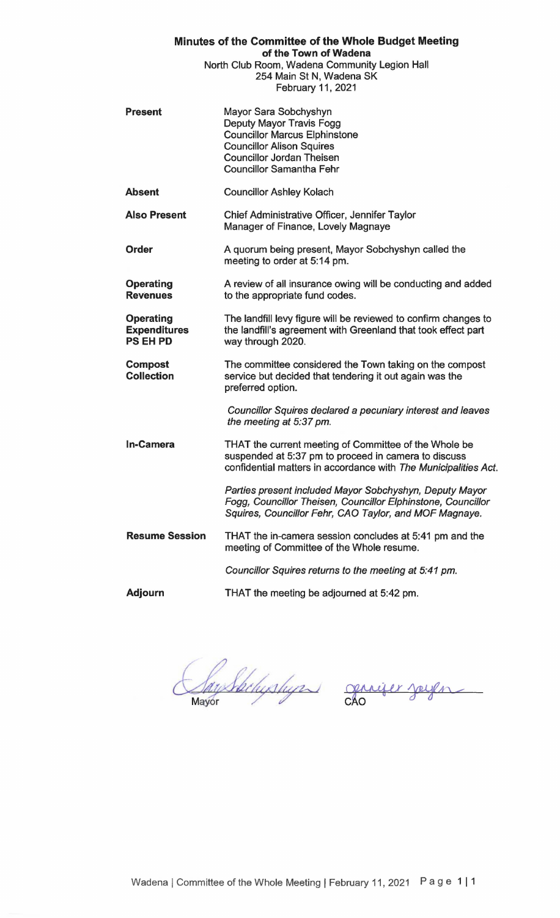# Minutes of the Committee of the Whole Budget Meeting

**of the Town of Wadena**

North Club Room, Wadena Community Legion Hall
254 Main St N, Wadena SK
February 11, 2021

| | |
|---|---|
| **Present** | Mayor Sara Sobchyshyn<br>Deputy Mayor Travis Fogg<br>Councillor Marcus Elphinstone<br>Councillor Alison Squires<br>Councillor Jordan Theisen<br>Councillor Samantha Fehr |
| **Absent** | Councillor Ashley Kolach |
| **Also Present** | Chief Administrative Officer, Jennifer Taylor<br>Manager of Finance, Lovely Magnaye |
| **Order** | A quorum being present, Mayor Sobchyshyn called the meeting to order at 5:14 pm. |
| **Operating Revenues** | A review of all insurance owing will be conducting and added to the appropriate fund codes. |
| **Operating Expenditures PS EH PD** | The landfill levy figure will be reviewed to confirm changes to the landfill's agreement with Greenland that took effect part way through 2020. |
| **Compost Collection** | The committee considered the Town taking on the compost service but decided that tendering it out again was the preferred option. |
| | *Councillor Squires declared a pecuniary interest and leaves the meeting at 5:37 pm.* |
| **In-Camera** | THAT the current meeting of Committee of the Whole be suspended at 5:37 pm to proceed in camera to discuss confidential matters in accordance with *The Municipalities Act*. |
| | *Parties present included Mayor Sobchyshyn, Deputy Mayor Fogg, Councillor Theisen, Councillor Elphinstone, Councillor Squires, Councillor Fehr, CAO Taylor, and MOF Magnaye.* |
| **Resume Session** | THAT the in-camera session concludes at 5:41 pm and the meeting of Committee of the Whole resume. |
| | *Councillor Squires returns to the meeting at 5:41 pm.* |
| **Adjourn** | THAT the meeting be adjourned at 5:42 pm. |

Mayor CAO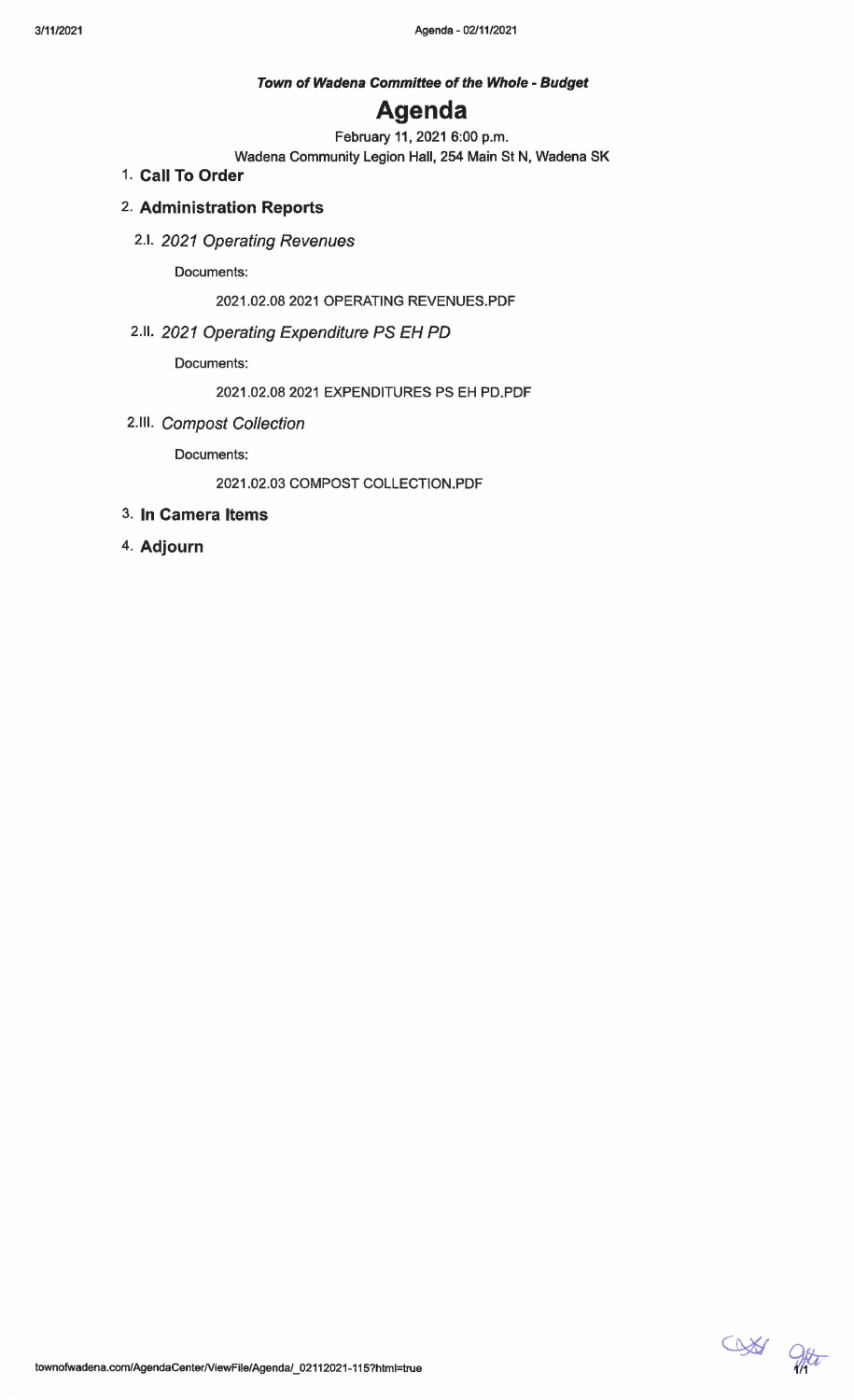***Town of Wadena Committee of the Whole - Budget***

# Agenda

February 11, 2021 6:00 p.m.

Wadena Community Legion Hall, 254 Main St N, Wadena SK

1. **Call To Order**
2. **Administration Reports**

   2.I. *2021 Operating Revenues*

   Documents:

   2021.02.08 2021 OPERATING REVENUES.PDF

   2.II. *2021 Operating Expenditure PS EH PD*

   Documents:

   2021.02.08 2021 EXPENDITURES PS EH PD.PDF

   2.III. *Compost Collection*

   Documents:

   2021.02.03 COMPOST COLLECTION.PDF

3. **In Camera Items**
4. **Adjourn**